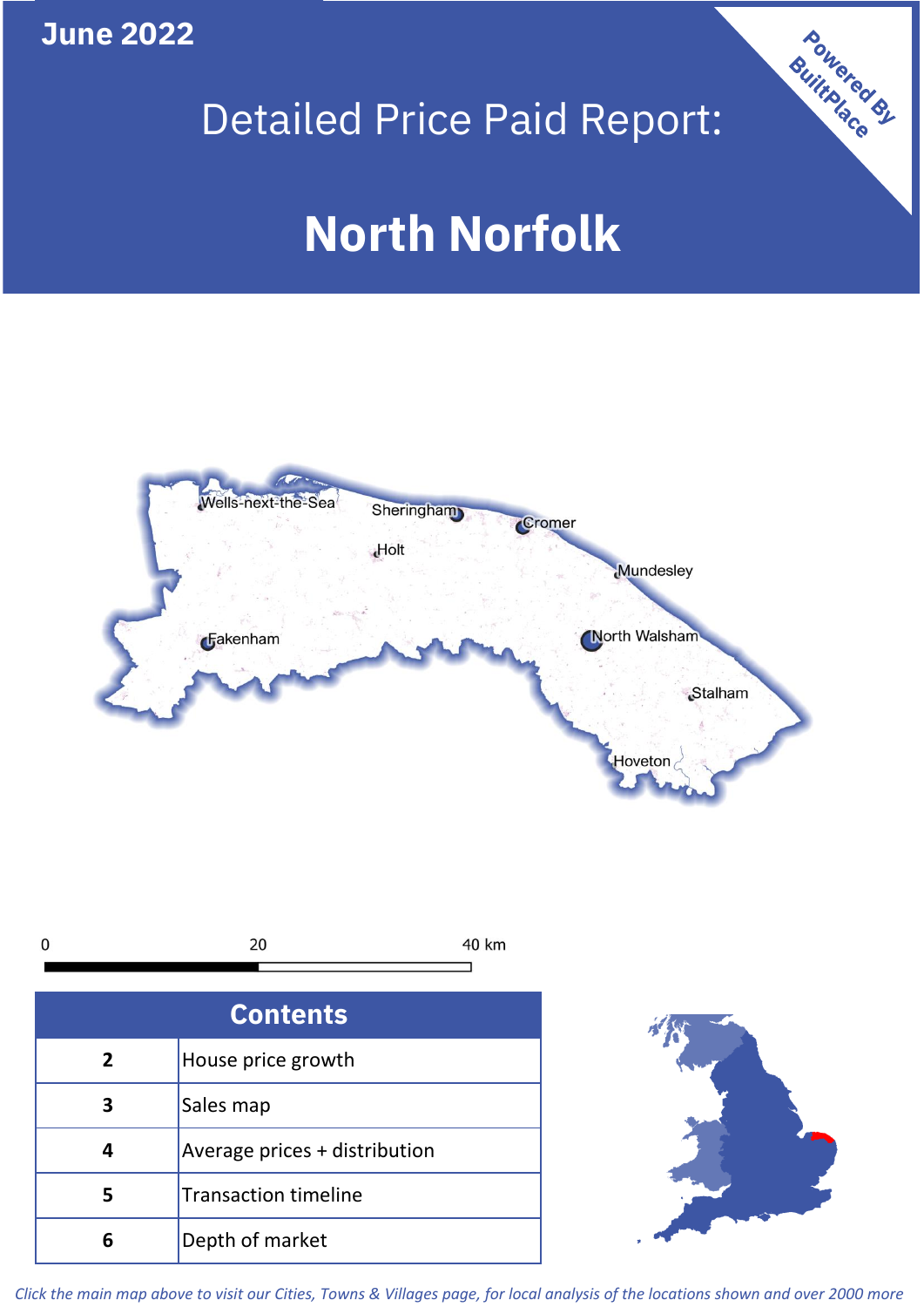June 2022

# Detailed Price Paid Report:

# North Norfolk

Powered By BuiltPlace

| Contents | |
|---|---|
| 2 | House price growth |
| 3 | Sales map |
| 4 | Average prices + distribution |
| 5 | Transaction timeline |
| 6 | Depth of market |

*Click the main map above to visit our Cities, Towns & Villages page, for local analysis of the locations shown and over 2000 more*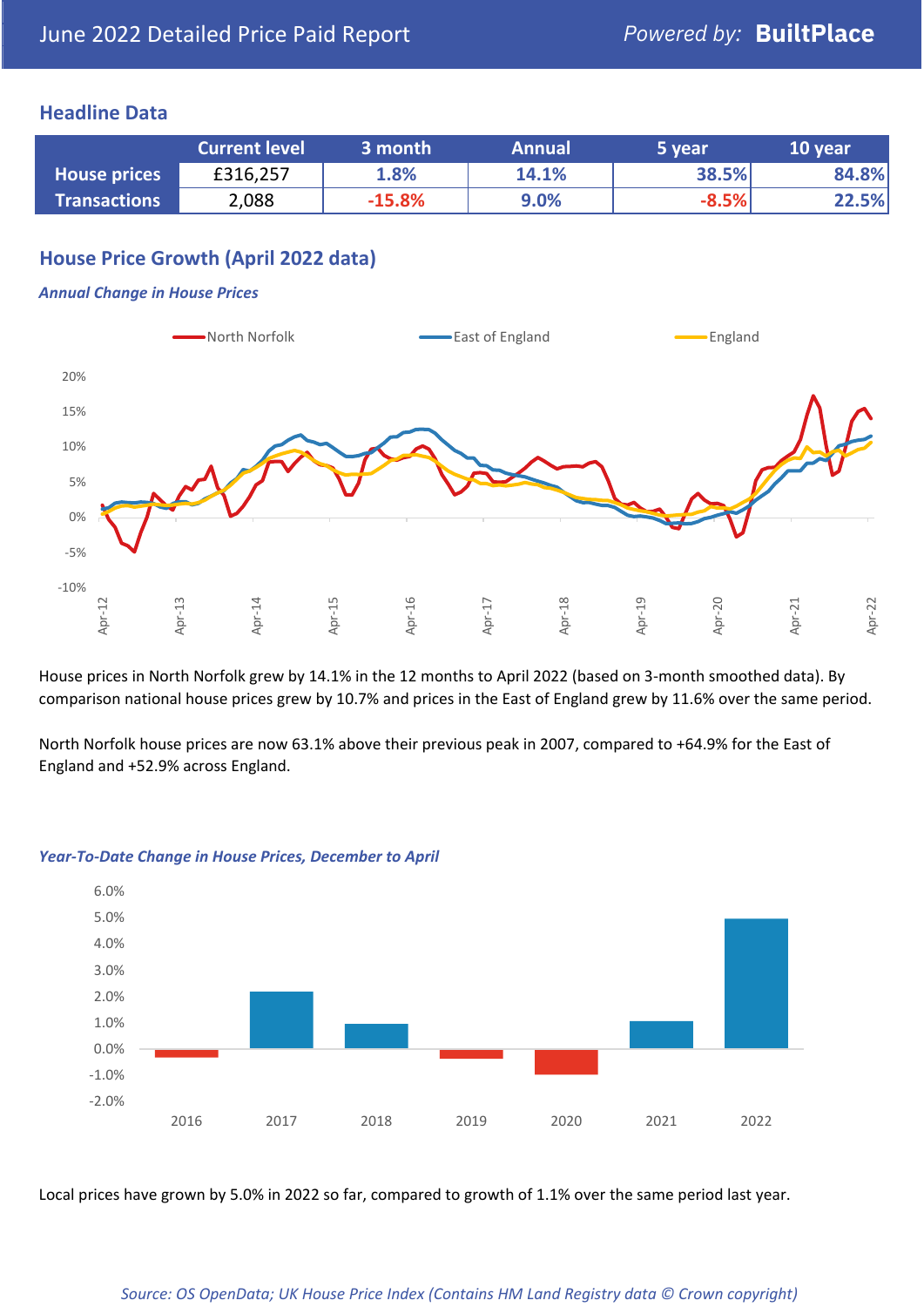# June 2022 Detailed Price Paid Report

Powered by: **BuiltPlace**

## Headline Data

| | Current level | 3 month | Annual | 5 year | 10 year |
|---|---|---|---|---|---|
| **House prices** | £316,257 | 1.8% | 14.1% | 38.5% | 84.8% |
| **Transactions** | 2,088 | -15.8% | 9.0% | -8.5% | 22.5% |

## House Price Growth (April 2022 data)

### *Annual Change in House Prices*

House prices in North Norfolk grew by 14.1% in the 12 months to April 2022 (based on 3-month smoothed data). By comparison national house prices grew by 10.7% and prices in the East of England grew by 11.6% over the same period.

North Norfolk house prices are now 63.1% above their previous peak in 2007, compared to +64.9% for the East of England and +52.9% across England.

### *Year-To-Date Change in House Prices, December to April*

Local prices have grown by 5.0% in 2022 so far, compared to growth of 1.1% over the same period last year.

*Source: OS OpenData; UK House Price Index (Contains HM Land Registry data © Crown copyright)*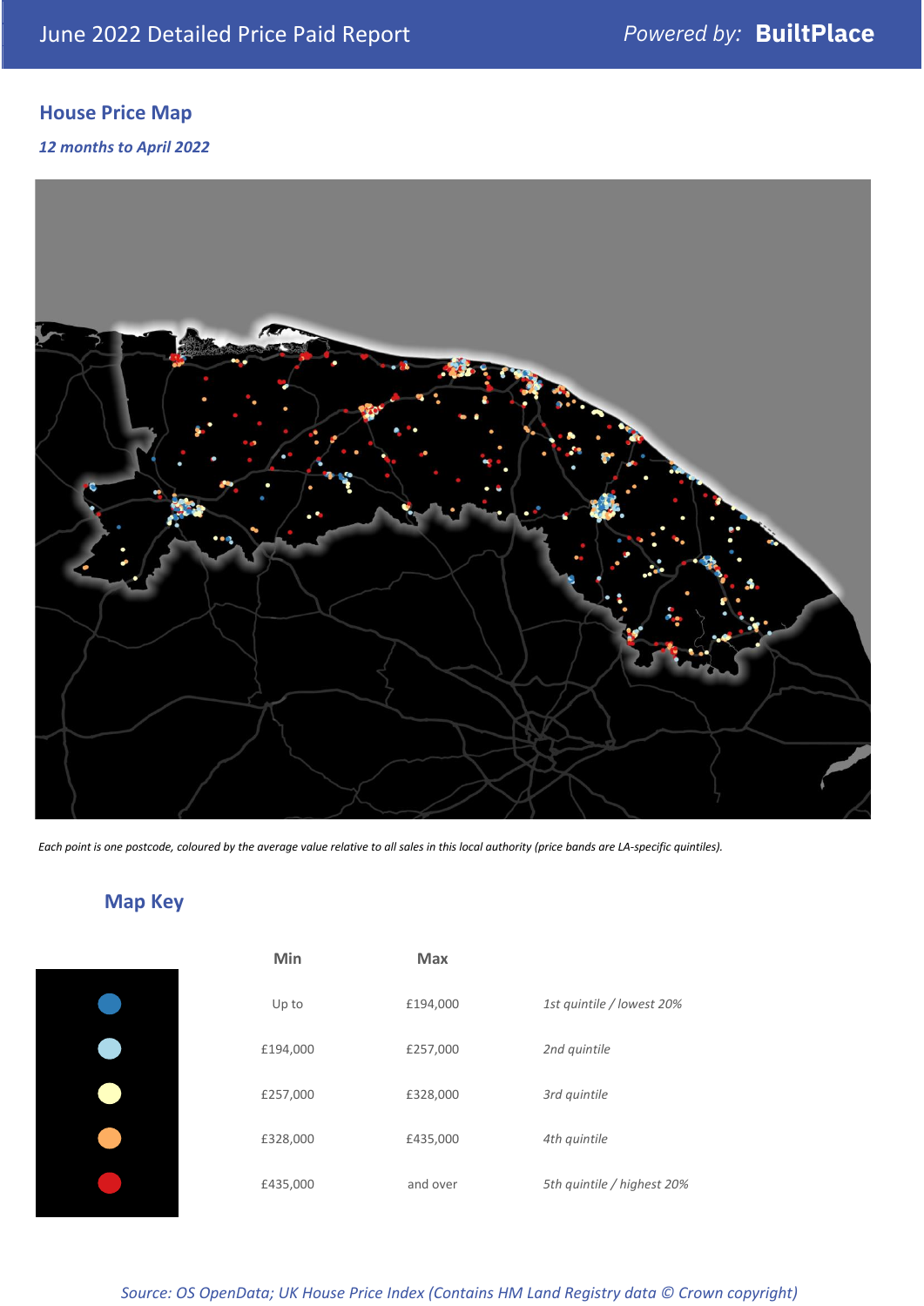## House Price Map

*12 months to April 2022*

*Each point is one postcode, coloured by the average value relative to all sales in this local authority (price bands are LA-specific quintiles).*

## Map Key

| | Min | Max | |
|---|---|---|---|
| | Up to | £194,000 | *1st quintile / lowest 20%* |
| | £194,000 | £257,000 | *2nd quintile* |
| | £257,000 | £328,000 | *3rd quintile* |
| | £328,000 | £435,000 | *4th quintile* |
| | £435,000 | and over | *5th quintile / highest 20%* |

*Source: OS OpenData; UK House Price Index (Contains HM Land Registry data © Crown copyright)*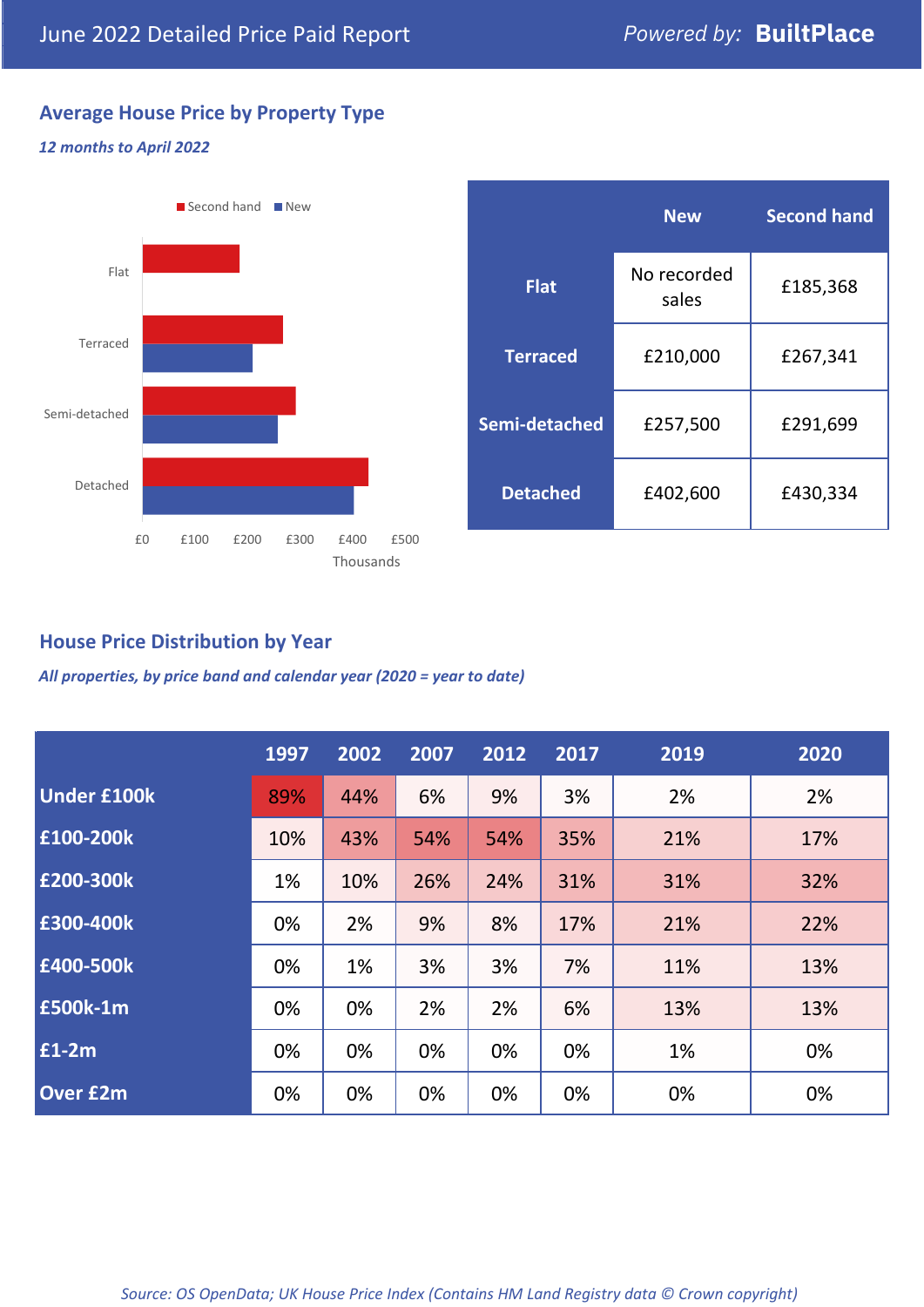June 2022 Detailed Price Paid Report

*Powered by:* **BuiltPlace**

## Average House Price by Property Type

*12 months to April 2022*

| | New | Second hand |
|---|---|---|
| **Flat** | No recorded sales | £185,368 |
| **Terraced** | £210,000 | £267,341 |
| **Semi-detached** | £257,500 | £291,699 |
| **Detached** | £402,600 | £430,334 |

## House Price Distribution by Year

*All properties, by price band and calendar year (2020 = year to date)*

| | 1997 | 2002 | 2007 | 2012 | 2017 | 2019 | 2020 |
|---|---|---|---|---|---|---|---|
| **Under £100k** | 89% | 44% | 6% | 9% | 3% | 2% | 2% |
| **£100-200k** | 10% | 43% | 54% | 54% | 35% | 21% | 17% |
| **£200-300k** | 1% | 10% | 26% | 24% | 31% | 31% | 32% |
| **£300-400k** | 0% | 2% | 9% | 8% | 17% | 21% | 22% |
| **£400-500k** | 0% | 1% | 3% | 3% | 7% | 11% | 13% |
| **£500k-1m** | 0% | 0% | 2% | 2% | 6% | 13% | 13% |
| **£1-2m** | 0% | 0% | 0% | 0% | 0% | 1% | 0% |
| **Over £2m** | 0% | 0% | 0% | 0% | 0% | 0% | 0% |

*Source: OS OpenData; UK House Price Index (Contains HM Land Registry data © Crown copyright)*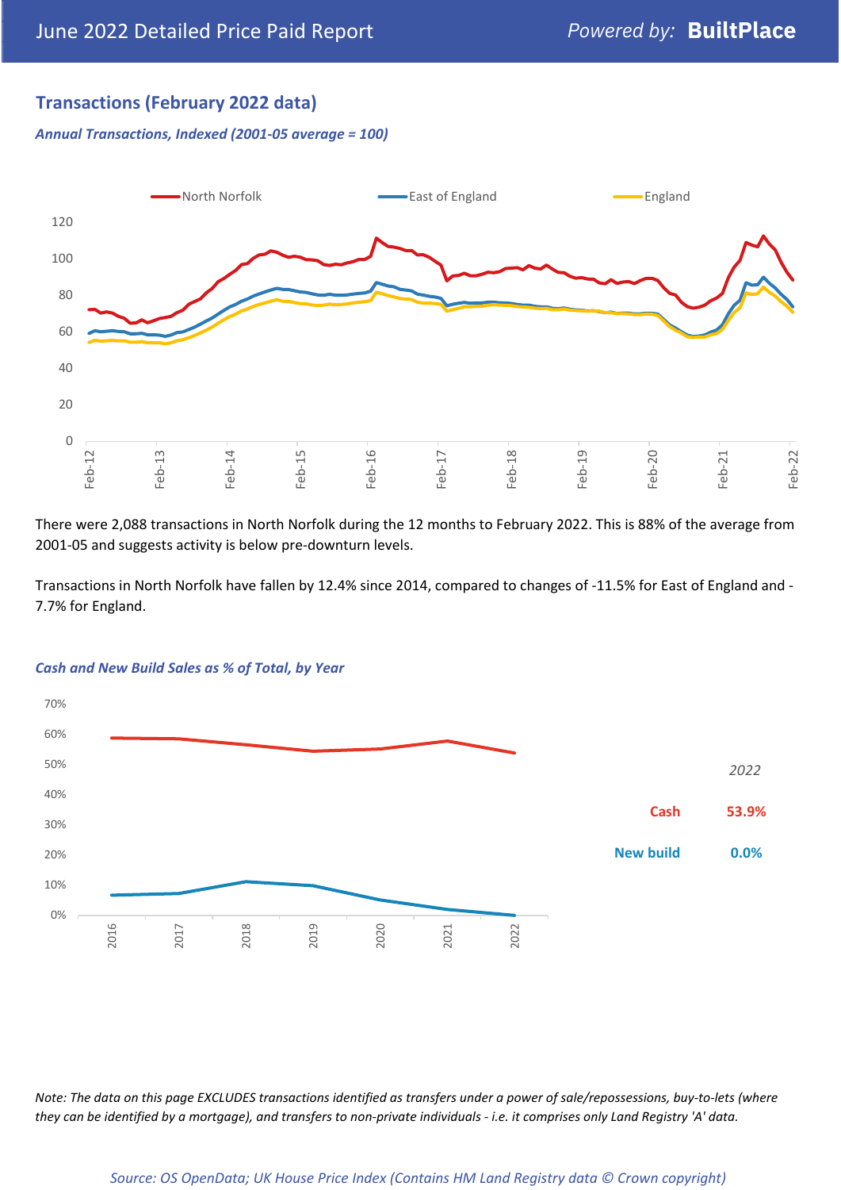## Transactions (February 2022 data)

*Annual Transactions, Indexed (2001-05 average = 100)*

There were 2,088 transactions in North Norfolk during the 12 months to February 2022. This is 88% of the average from 2001-05 and suggests activity is below pre-downturn levels.

Transactions in North Norfolk have fallen by 12.4% since 2014, compared to changes of -11.5% for East of England and -7.7% for England.

*Cash and New Build Sales as % of Total, by Year*

| 2022 | |
|---|---|
| Cash | 53.9% |
| New build | 0.0% |

*Note: The data on this page EXCLUDES transactions identified as transfers under a power of sale/repossessions, buy-to-lets (where they can be identified by a mortgage), and transfers to non-private individuals - i.e. it comprises only Land Registry 'A' data.*

*Source: OS OpenData; UK House Price Index (Contains HM Land Registry data © Crown copyright)*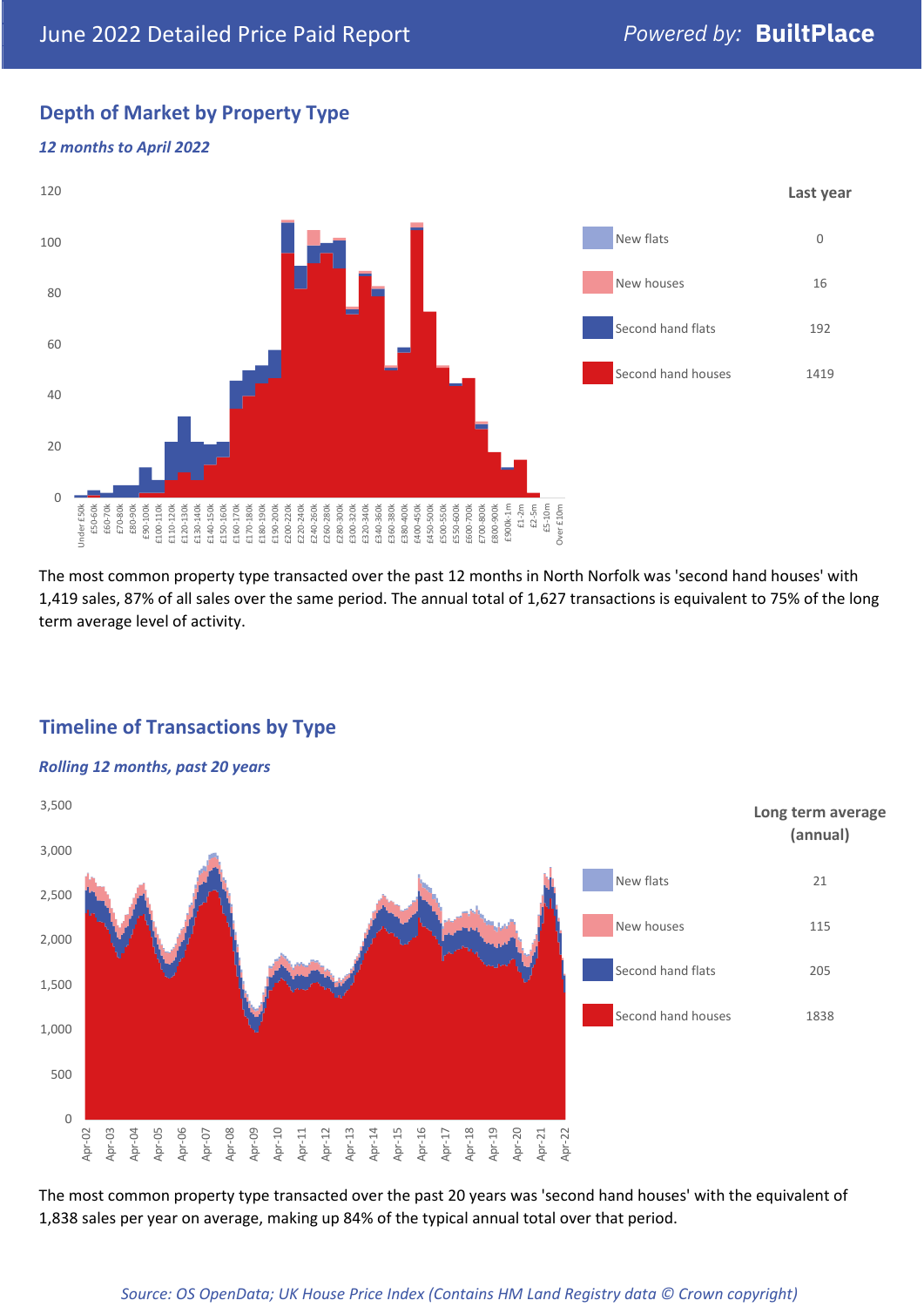# June 2022 Detailed Price Paid Report

Powered by: **BuiltPlace**

## Depth of Market by Property Type

*12 months to April 2022*

120
100
80
60
40
20
0

Under £50k, £50-60k, £60-70k, £70-80k, £80-90k, £90-100k, £100-110k, £110-120k, £120-130k, £130-140k, £140-150k, £150-160k, £160-170k, £170-180k, £180-190k, £190-200k, £200-220k, £220-240k, £240-260k, £260-280k, £280-300k, £300-320k, £320-340k, £340-360k, £360-380k, £380-400k, £400-450k, £450-500k, £500-550k, £550-600k, £600-700k, £700-800k, £800-900k, £900k-1m, £1-2m, £2-5m, £5-10m, Over £10m

Last year

New flats 0
New houses 16
Second hand flats 192
Second hand houses 1419

The most common property type transacted over the past 12 months in North Norfolk was 'second hand houses' with 1,419 sales, 87% of all sales over the same period. The annual total of 1,627 transactions is equivalent to 75% of the long term average level of activity.

## Timeline of Transactions by Type

*Rolling 12 months, past 20 years*

3,500
3,000
2,500
2,000
1,500
1,000
500
0

Apr-02, Apr-03, Apr-04, Apr-05, Apr-06, Apr-07, Apr-08, Apr-09, Apr-10, Apr-11, Apr-12, Apr-13, Apr-14, Apr-15, Apr-16, Apr-17, Apr-18, Apr-19, Apr-20, Apr-21, Apr-22

Long term average (annual)

New flats 21
New houses 115
Second hand flats 205
Second hand houses 1838

The most common property type transacted over the past 20 years was 'second hand houses' with the equivalent of 1,838 sales per year on average, making up 84% of the typical annual total over that period.

*Source: OS OpenData; UK House Price Index (Contains HM Land Registry data © Crown copyright)*